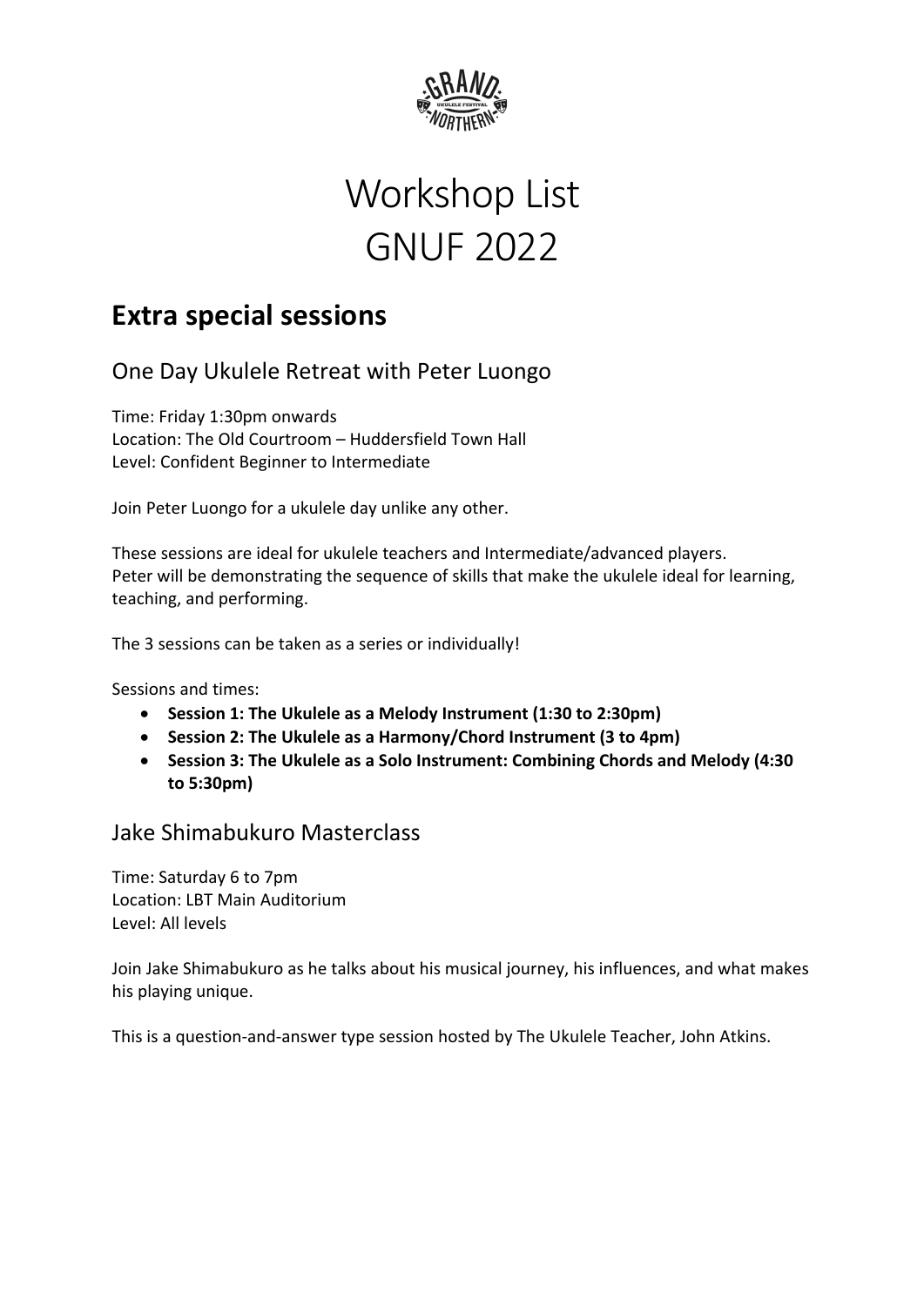# Workshop List
# GNUF 2022

## Extra special sessions

### One Day Ukulele Retreat with Peter Luongo

Time: Friday 1:30pm onwards
Location: The Old Courtroom – Huddersfield Town Hall
Level: Confident Beginner to Intermediate

Join Peter Luongo for a ukulele day unlike any other.

These sessions are ideal for ukulele teachers and Intermediate/advanced players.
Peter will be demonstrating the sequence of skills that make the ukulele ideal for learning, teaching, and performing.

The 3 sessions can be taken as a series or individually!

Sessions and times:

- **Session 1: The Ukulele as a Melody Instrument (1:30 to 2:30pm)**
- **Session 2: The Ukulele as a Harmony/Chord Instrument (3 to 4pm)**
- **Session 3: The Ukulele as a Solo Instrument: Combining Chords and Melody (4:30 to 5:30pm)**

### Jake Shimabukuro Masterclass

Time: Saturday 6 to 7pm
Location: LBT Main Auditorium
Level: All levels

Join Jake Shimabukuro as he talks about his musical journey, his influences, and what makes his playing unique.

This is a question-and-answer type session hosted by The Ukulele Teacher, John Atkins.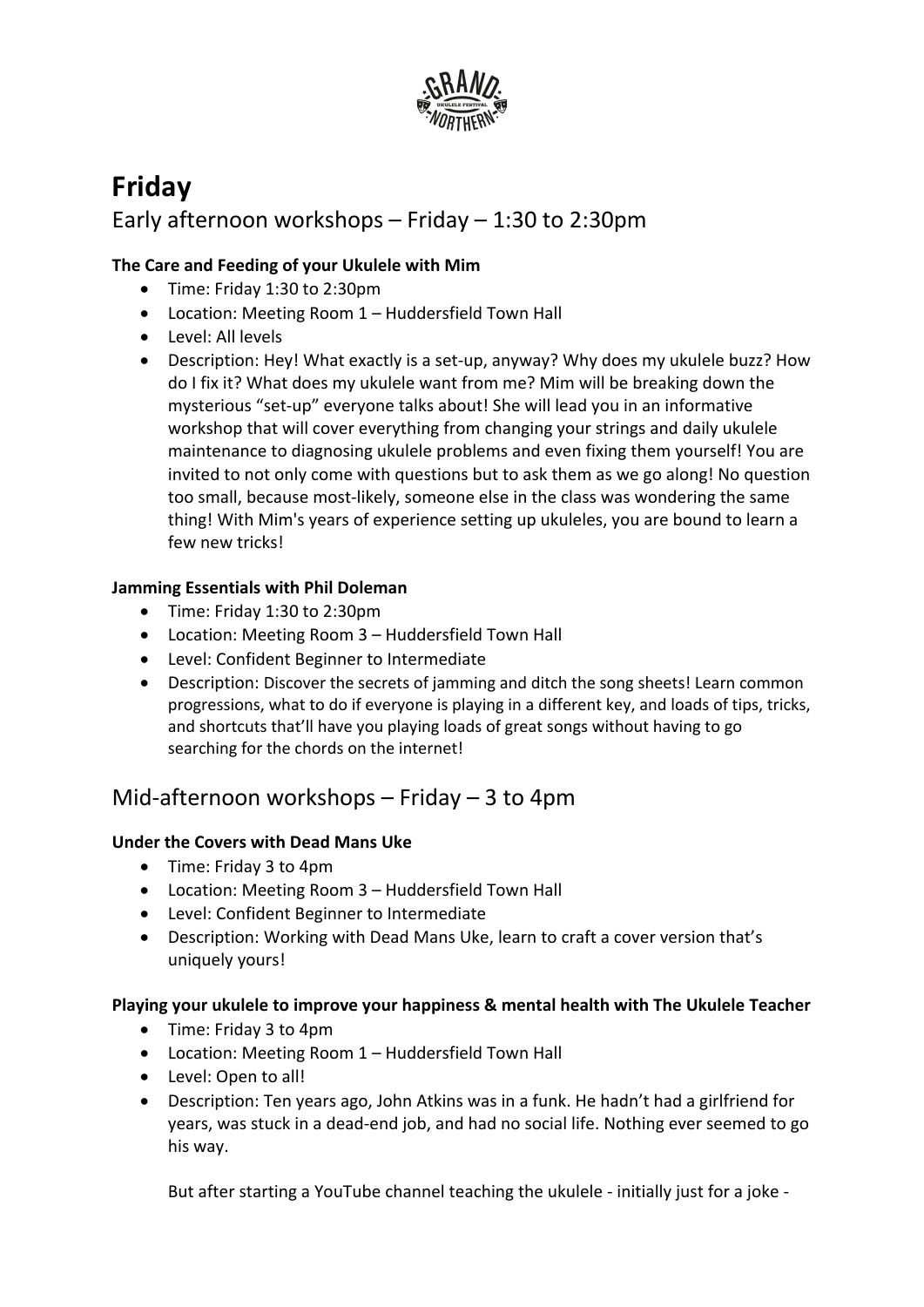# Friday

## Early afternoon workshops – Friday – 1:30 to 2:30pm

**The Care and Feeding of your Ukulele with Mim**

- Time: Friday 1:30 to 2:30pm
- Location: Meeting Room 1 – Huddersfield Town Hall
- Level: All levels
- Description: Hey! What exactly is a set-up, anyway? Why does my ukulele buzz? How do I fix it? What does my ukulele want from me? Mim will be breaking down the mysterious "set-up" everyone talks about! She will lead you in an informative workshop that will cover everything from changing your strings and daily ukulele maintenance to diagnosing ukulele problems and even fixing them yourself! You are invited to not only come with questions but to ask them as we go along! No question too small, because most-likely, someone else in the class was wondering the same thing! With Mim's years of experience setting up ukuleles, you are bound to learn a few new tricks!

**Jamming Essentials with Phil Doleman**

- Time: Friday 1:30 to 2:30pm
- Location: Meeting Room 3 – Huddersfield Town Hall
- Level: Confident Beginner to Intermediate
- Description: Discover the secrets of jamming and ditch the song sheets! Learn common progressions, what to do if everyone is playing in a different key, and loads of tips, tricks, and shortcuts that'll have you playing loads of great songs without having to go searching for the chords on the internet!

## Mid-afternoon workshops – Friday – 3 to 4pm

**Under the Covers with Dead Mans Uke**

- Time: Friday 3 to 4pm
- Location: Meeting Room 3 – Huddersfield Town Hall
- Level: Confident Beginner to Intermediate
- Description: Working with Dead Mans Uke, learn to craft a cover version that's uniquely yours!

**Playing your ukulele to improve your happiness & mental health with The Ukulele Teacher**

- Time: Friday 3 to 4pm
- Location: Meeting Room 1 – Huddersfield Town Hall
- Level: Open to all!
- Description: Ten years ago, John Atkins was in a funk. He hadn't had a girlfriend for years, was stuck in a dead-end job, and had no social life. Nothing ever seemed to go his way.

  But after starting a YouTube channel teaching the ukulele - initially just for a joke -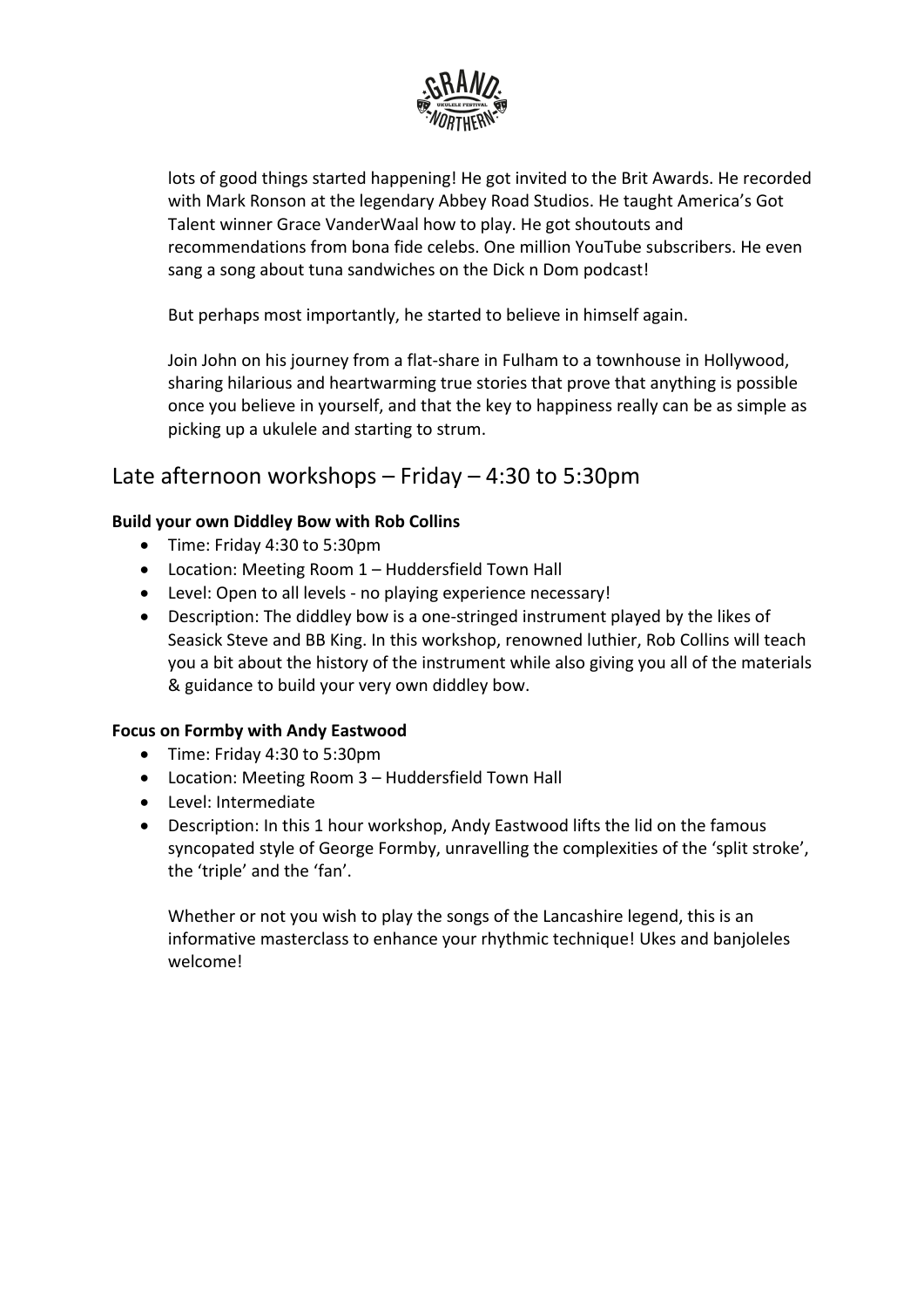lots of good things started happening! He got invited to the Brit Awards. He recorded with Mark Ronson at the legendary Abbey Road Studios. He taught America's Got Talent winner Grace VanderWaal how to play. He got shoutouts and recommendations from bona fide celebs. One million YouTube subscribers. He even sang a song about tuna sandwiches on the Dick n Dom podcast!

But perhaps most importantly, he started to believe in himself again.

Join John on his journey from a flat-share in Fulham to a townhouse in Hollywood, sharing hilarious and heartwarming true stories that prove that anything is possible once you believe in yourself, and that the key to happiness really can be as simple as picking up a ukulele and starting to strum.

## Late afternoon workshops – Friday – 4:30 to 5:30pm

**Build your own Diddley Bow with Rob Collins**

- Time: Friday 4:30 to 5:30pm
- Location: Meeting Room 1 – Huddersfield Town Hall
- Level: Open to all levels - no playing experience necessary!
- Description: The diddley bow is a one-stringed instrument played by the likes of Seasick Steve and BB King. In this workshop, renowned luthier, Rob Collins will teach you a bit about the history of the instrument while also giving you all of the materials & guidance to build your very own diddley bow.

**Focus on Formby with Andy Eastwood**

- Time: Friday 4:30 to 5:30pm
- Location: Meeting Room 3 – Huddersfield Town Hall
- Level: Intermediate
- Description: In this 1 hour workshop, Andy Eastwood lifts the lid on the famous syncopated style of George Formby, unravelling the complexities of the 'split stroke', the 'triple' and the 'fan'.

  Whether or not you wish to play the songs of the Lancashire legend, this is an informative masterclass to enhance your rhythmic technique! Ukes and banjoleles welcome!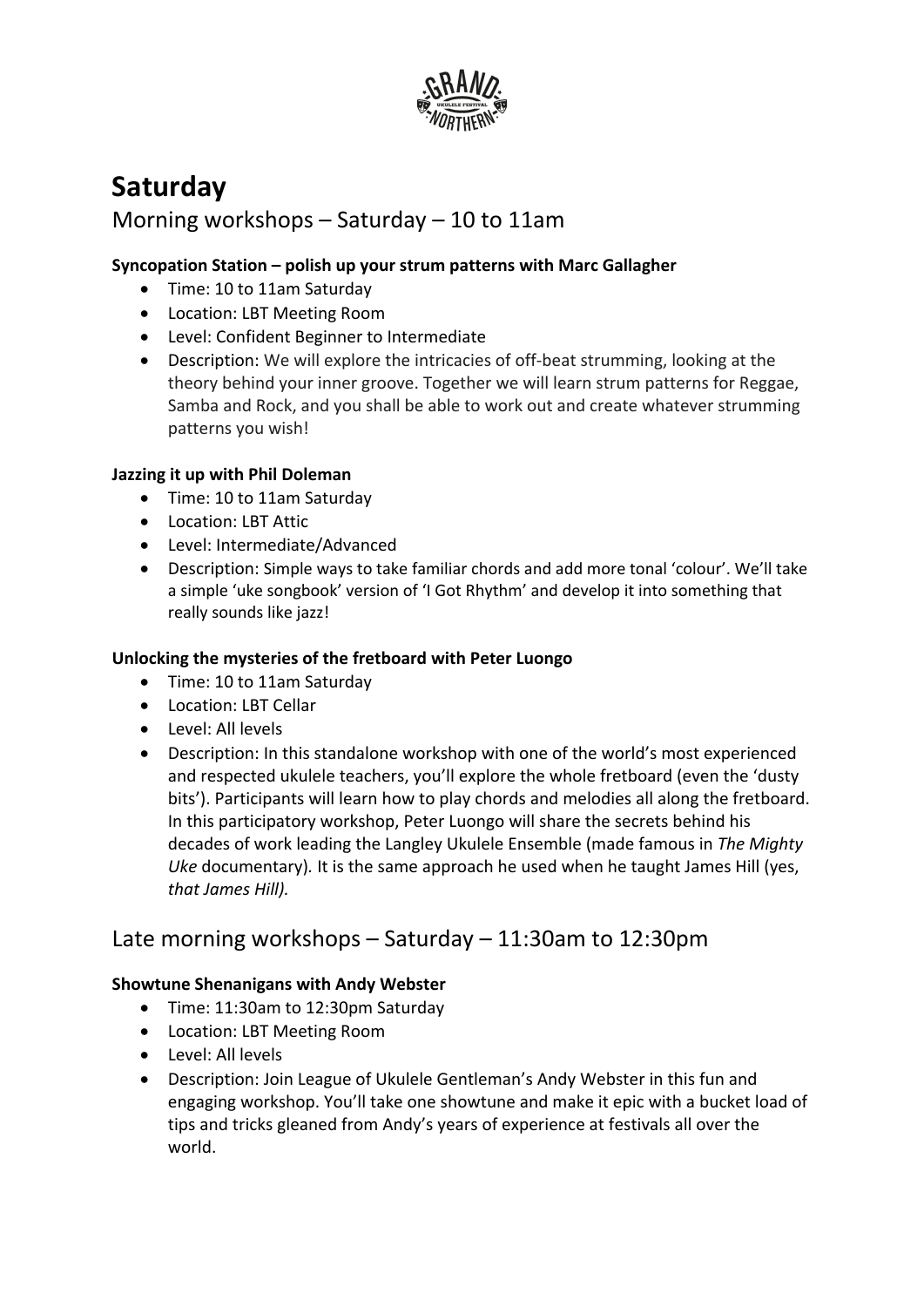# Saturday

## Morning workshops – Saturday – 10 to 11am

**Syncopation Station – polish up your strum patterns with Marc Gallagher**

- Time: 10 to 11am Saturday
- Location: LBT Meeting Room
- Level: Confident Beginner to Intermediate
- Description: We will explore the intricacies of off-beat strumming, looking at the theory behind your inner groove. Together we will learn strum patterns for Reggae, Samba and Rock, and you shall be able to work out and create whatever strumming patterns you wish!

**Jazzing it up with Phil Doleman**

- Time: 10 to 11am Saturday
- Location: LBT Attic
- Level: Intermediate/Advanced
- Description: Simple ways to take familiar chords and add more tonal 'colour'. We'll take a simple 'uke songbook' version of 'I Got Rhythm' and develop it into something that really sounds like jazz!

**Unlocking the mysteries of the fretboard with Peter Luongo**

- Time: 10 to 11am Saturday
- Location: LBT Cellar
- Level: All levels
- Description: In this standalone workshop with one of the world's most experienced and respected ukulele teachers, you'll explore the whole fretboard (even the 'dusty bits'). Participants will learn how to play chords and melodies all along the fretboard. In this participatory workshop, Peter Luongo will share the secrets behind his decades of work leading the Langley Ukulele Ensemble (made famous in *The Mighty Uke* documentary). It is the same approach he used when he taught James Hill (yes, *that James Hill).*

## Late morning workshops – Saturday – 11:30am to 12:30pm

**Showtune Shenanigans with Andy Webster**

- Time: 11:30am to 12:30pm Saturday
- Location: LBT Meeting Room
- Level: All levels
- Description: Join League of Ukulele Gentleman's Andy Webster in this fun and engaging workshop. You'll take one showtune and make it epic with a bucket load of tips and tricks gleaned from Andy's years of experience at festivals all over the world.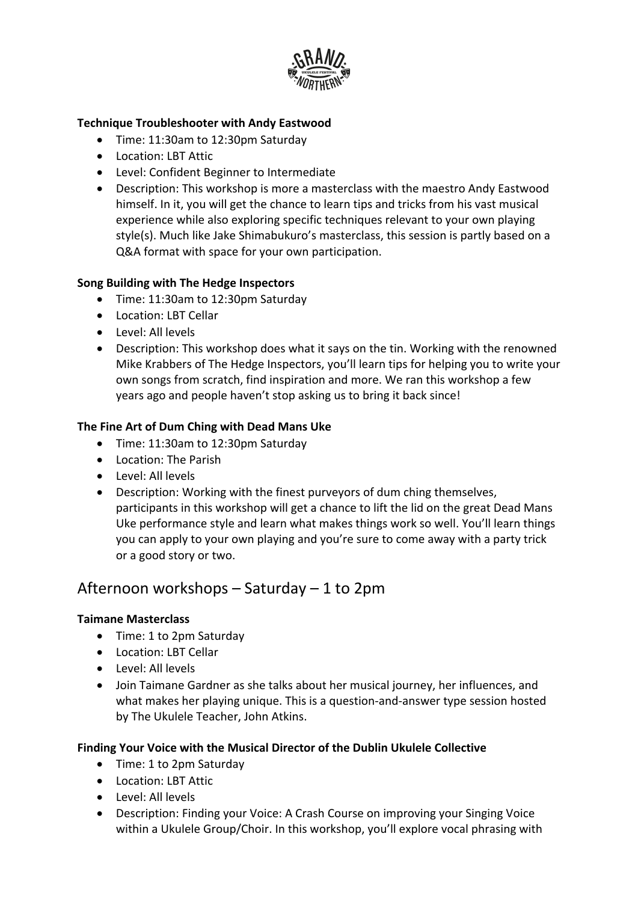**Technique Troubleshooter with Andy Eastwood**

- Time: 11:30am to 12:30pm Saturday
- Location: LBT Attic
- Level: Confident Beginner to Intermediate
- Description: This workshop is more a masterclass with the maestro Andy Eastwood himself. In it, you will get the chance to learn tips and tricks from his vast musical experience while also exploring specific techniques relevant to your own playing style(s). Much like Jake Shimabukuro's masterclass, this session is partly based on a Q&A format with space for your own participation.

**Song Building with The Hedge Inspectors**

- Time: 11:30am to 12:30pm Saturday
- Location: LBT Cellar
- Level: All levels
- Description: This workshop does what it says on the tin. Working with the renowned Mike Krabbers of The Hedge Inspectors, you'll learn tips for helping you to write your own songs from scratch, find inspiration and more. We ran this workshop a few years ago and people haven't stop asking us to bring it back since!

**The Fine Art of Dum Ching with Dead Mans Uke**

- Time: 11:30am to 12:30pm Saturday
- Location: The Parish
- Level: All levels
- Description: Working with the finest purveyors of dum ching themselves, participants in this workshop will get a chance to lift the lid on the great Dead Mans Uke performance style and learn what makes things work so well. You'll learn things you can apply to your own playing and you're sure to come away with a party trick or a good story or two.

## Afternoon workshops – Saturday – 1 to 2pm

**Taimane Masterclass**

- Time: 1 to 2pm Saturday
- Location: LBT Cellar
- Level: All levels
- Join Taimane Gardner as she talks about her musical journey, her influences, and what makes her playing unique. This is a question-and-answer type session hosted by The Ukulele Teacher, John Atkins.

**Finding Your Voice with the Musical Director of the Dublin Ukulele Collective**

- Time: 1 to 2pm Saturday
- Location: LBT Attic
- Level: All levels
- Description: Finding your Voice: A Crash Course on improving your Singing Voice within a Ukulele Group/Choir. In this workshop, you'll explore vocal phrasing with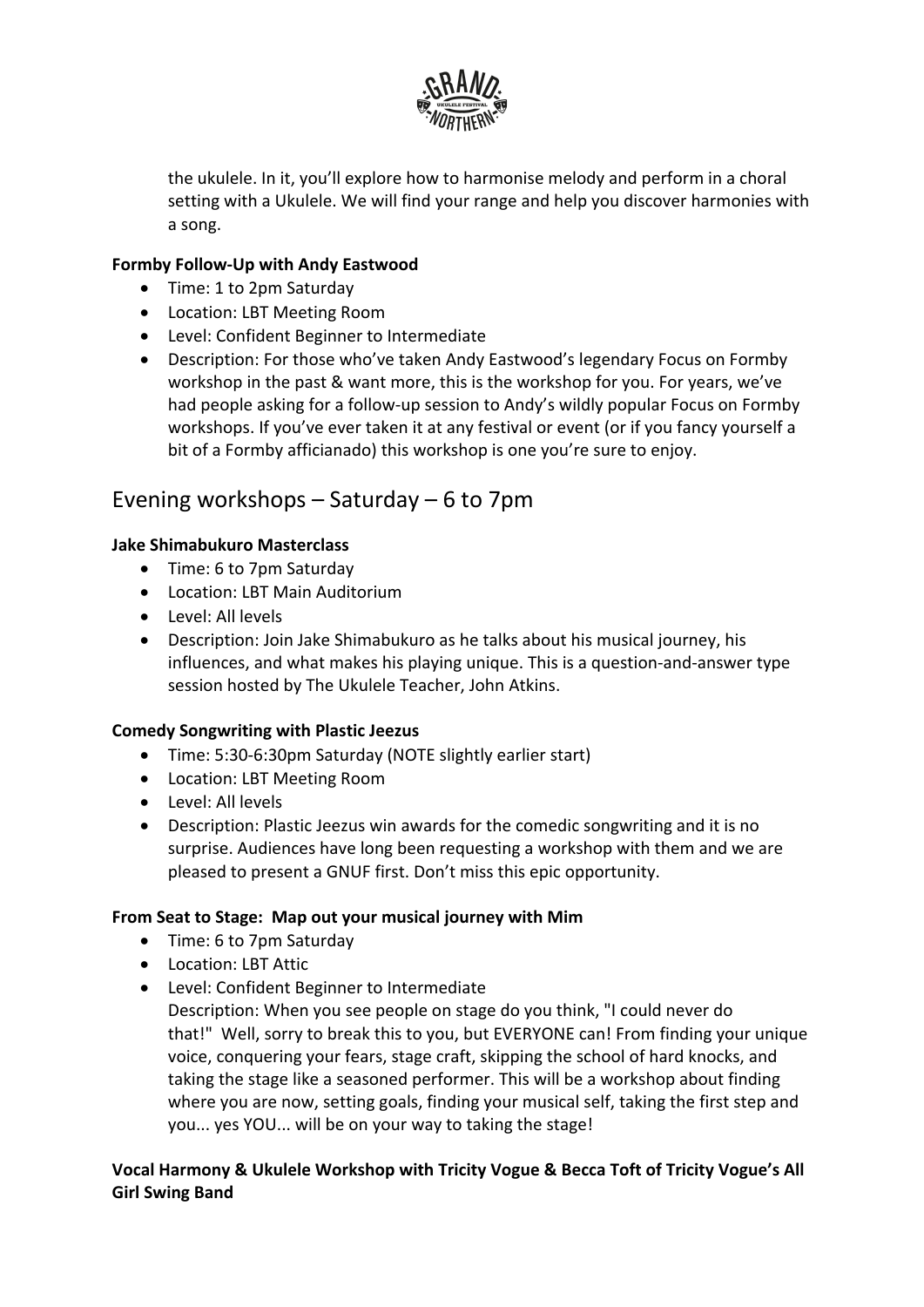the ukulele. In it, you'll explore how to harmonise melody and perform in a choral setting with a Ukulele. We will find your range and help you discover harmonies with a song.

**Formby Follow-Up with Andy Eastwood**

- Time: 1 to 2pm Saturday
- Location: LBT Meeting Room
- Level: Confident Beginner to Intermediate
- Description: For those who've taken Andy Eastwood's legendary Focus on Formby workshop in the past & want more, this is the workshop for you. For years, we've had people asking for a follow-up session to Andy's wildly popular Focus on Formby workshops. If you've ever taken it at any festival or event (or if you fancy yourself a bit of a Formby afficianado) this workshop is one you're sure to enjoy.

## Evening workshops – Saturday – 6 to 7pm

**Jake Shimabukuro Masterclass**

- Time: 6 to 7pm Saturday
- Location: LBT Main Auditorium
- Level: All levels
- Description: Join Jake Shimabukuro as he talks about his musical journey, his influences, and what makes his playing unique. This is a question-and-answer type session hosted by The Ukulele Teacher, John Atkins.

**Comedy Songwriting with Plastic Jeezus**

- Time: 5:30-6:30pm Saturday (NOTE slightly earlier start)
- Location: LBT Meeting Room
- Level: All levels
- Description: Plastic Jeezus win awards for the comedic songwriting and it is no surprise. Audiences have long been requesting a workshop with them and we are pleased to present a GNUF first. Don't miss this epic opportunity.

**From Seat to Stage: Map out your musical journey with Mim**

- Time: 6 to 7pm Saturday
- Location: LBT Attic
- Level: Confident Beginner to Intermediate
  Description: When you see people on stage do you think, "I could never do that!" Well, sorry to break this to you, but EVERYONE can! From finding your unique voice, conquering your fears, stage craft, skipping the school of hard knocks, and taking the stage like a seasoned performer. This will be a workshop about finding where you are now, setting goals, finding your musical self, taking the first step and you... yes YOU... will be on your way to taking the stage!

**Vocal Harmony & Ukulele Workshop with Tricity Vogue & Becca Toft of Tricity Vogue's All Girl Swing Band**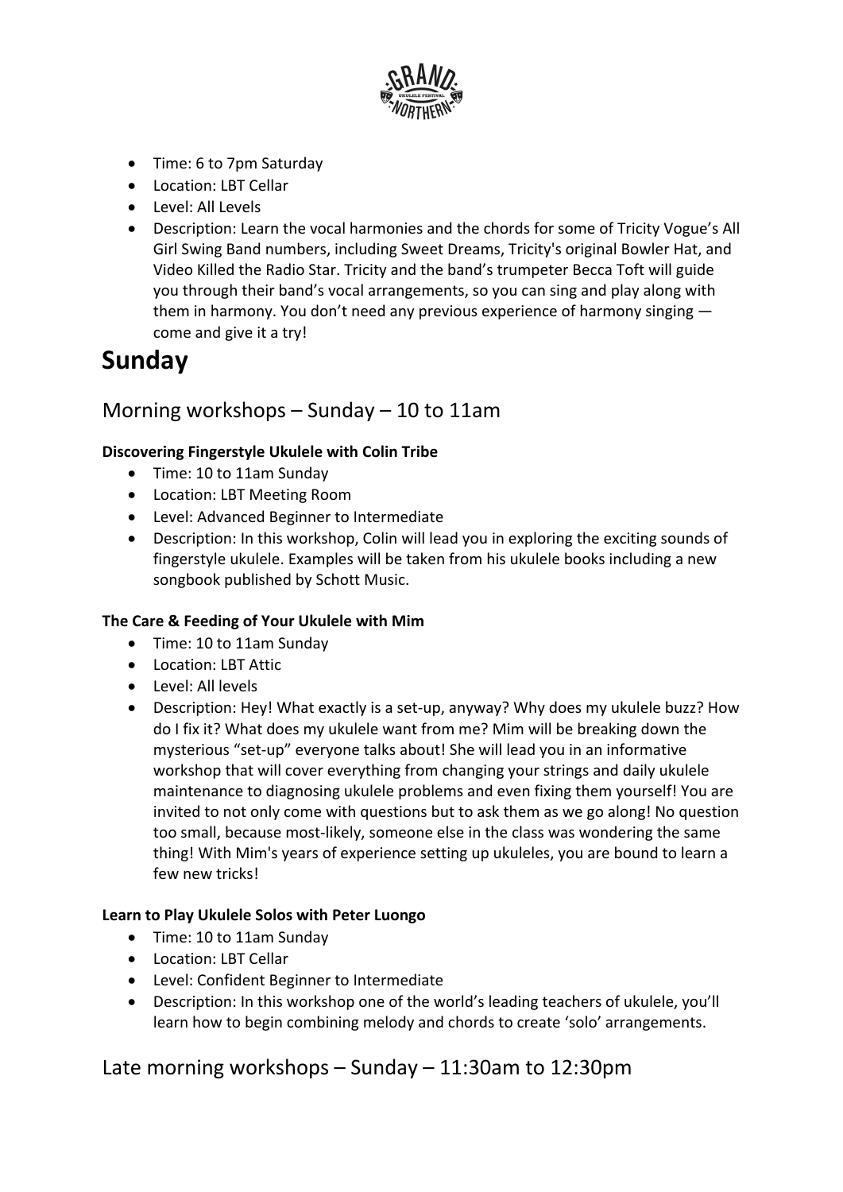- Time: 6 to 7pm Saturday
- Location: LBT Cellar
- Level: All Levels
- Description: Learn the vocal harmonies and the chords for some of Tricity Vogue's All Girl Swing Band numbers, including Sweet Dreams, Tricity's original Bowler Hat, and Video Killed the Radio Star. Tricity and the band's trumpeter Becca Toft will guide you through their band's vocal arrangements, so you can sing and play along with them in harmony. You don't need any previous experience of harmony singing — come and give it a try!

# Sunday

## Morning workshops – Sunday – 10 to 11am

**Discovering Fingerstyle Ukulele with Colin Tribe**

- Time: 10 to 11am Sunday
- Location: LBT Meeting Room
- Level: Advanced Beginner to Intermediate
- Description: In this workshop, Colin will lead you in exploring the exciting sounds of fingerstyle ukulele. Examples will be taken from his ukulele books including a new songbook published by Schott Music.

**The Care & Feeding of Your Ukulele with Mim**

- Time: 10 to 11am Sunday
- Location: LBT Attic
- Level: All levels
- Description: Hey! What exactly is a set-up, anyway? Why does my ukulele buzz? How do I fix it? What does my ukulele want from me? Mim will be breaking down the mysterious "set-up" everyone talks about! She will lead you in an informative workshop that will cover everything from changing your strings and daily ukulele maintenance to diagnosing ukulele problems and even fixing them yourself! You are invited to not only come with questions but to ask them as we go along! No question too small, because most-likely, someone else in the class was wondering the same thing! With Mim's years of experience setting up ukuleles, you are bound to learn a few new tricks!

**Learn to Play Ukulele Solos with Peter Luongo**

- Time: 10 to 11am Sunday
- Location: LBT Cellar
- Level: Confident Beginner to Intermediate
- Description: In this workshop one of the world's leading teachers of ukulele, you'll learn how to begin combining melody and chords to create 'solo' arrangements.

## Late morning workshops – Sunday – 11:30am to 12:30pm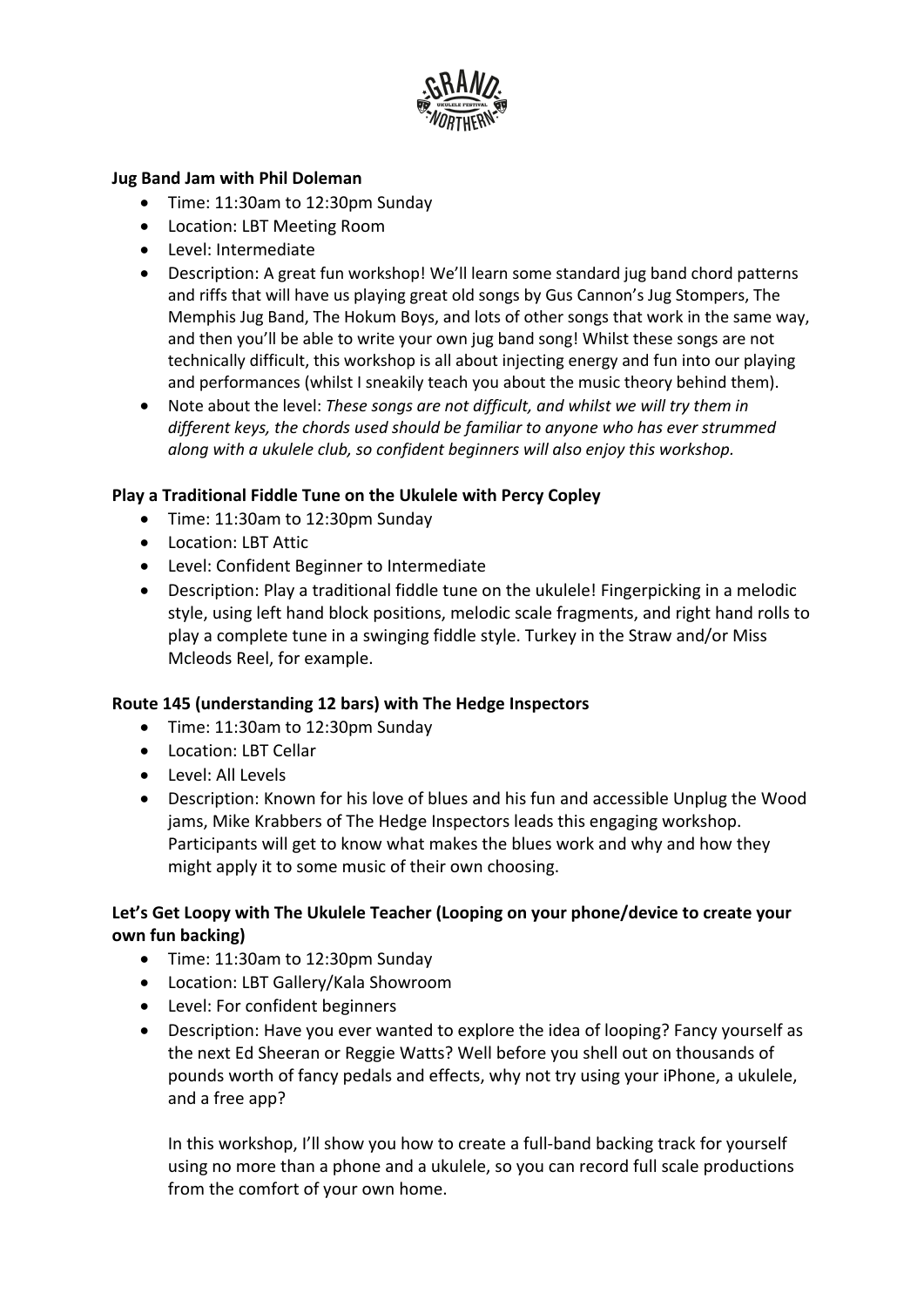**Jug Band Jam with Phil Doleman**

- Time: 11:30am to 12:30pm Sunday
- Location: LBT Meeting Room
- Level: Intermediate
- Description: A great fun workshop! We'll learn some standard jug band chord patterns and riffs that will have us playing great old songs by Gus Cannon's Jug Stompers, The Memphis Jug Band, The Hokum Boys, and lots of other songs that work in the same way, and then you'll be able to write your own jug band song! Whilst these songs are not technically difficult, this workshop is all about injecting energy and fun into our playing and performances (whilst I sneakily teach you about the music theory behind them).
- Note about the level: *These songs are not difficult, and whilst we will try them in different keys, the chords used should be familiar to anyone who has ever strummed along with a ukulele club, so confident beginners will also enjoy this workshop.*

**Play a Traditional Fiddle Tune on the Ukulele with Percy Copley**

- Time: 11:30am to 12:30pm Sunday
- Location: LBT Attic
- Level: Confident Beginner to Intermediate
- Description: Play a traditional fiddle tune on the ukulele! Fingerpicking in a melodic style, using left hand block positions, melodic scale fragments, and right hand rolls to play a complete tune in a swinging fiddle style. Turkey in the Straw and/or Miss Mcleods Reel, for example.

**Route 145 (understanding 12 bars) with The Hedge Inspectors**

- Time: 11:30am to 12:30pm Sunday
- Location: LBT Cellar
- Level: All Levels
- Description: Known for his love of blues and his fun and accessible Unplug the Wood jams, Mike Krabbers of The Hedge Inspectors leads this engaging workshop. Participants will get to know what makes the blues work and why and how they might apply it to some music of their own choosing.

**Let's Get Loopy with The Ukulele Teacher (Looping on your phone/device to create your own fun backing)**

- Time: 11:30am to 12:30pm Sunday
- Location: LBT Gallery/Kala Showroom
- Level: For confident beginners
- Description: Have you ever wanted to explore the idea of looping? Fancy yourself as the next Ed Sheeran or Reggie Watts? Well before you shell out on thousands of pounds worth of fancy pedals and effects, why not try using your iPhone, a ukulele, and a free app?

  In this workshop, I'll show you how to create a full-band backing track for yourself using no more than a phone and a ukulele, so you can record full scale productions from the comfort of your own home.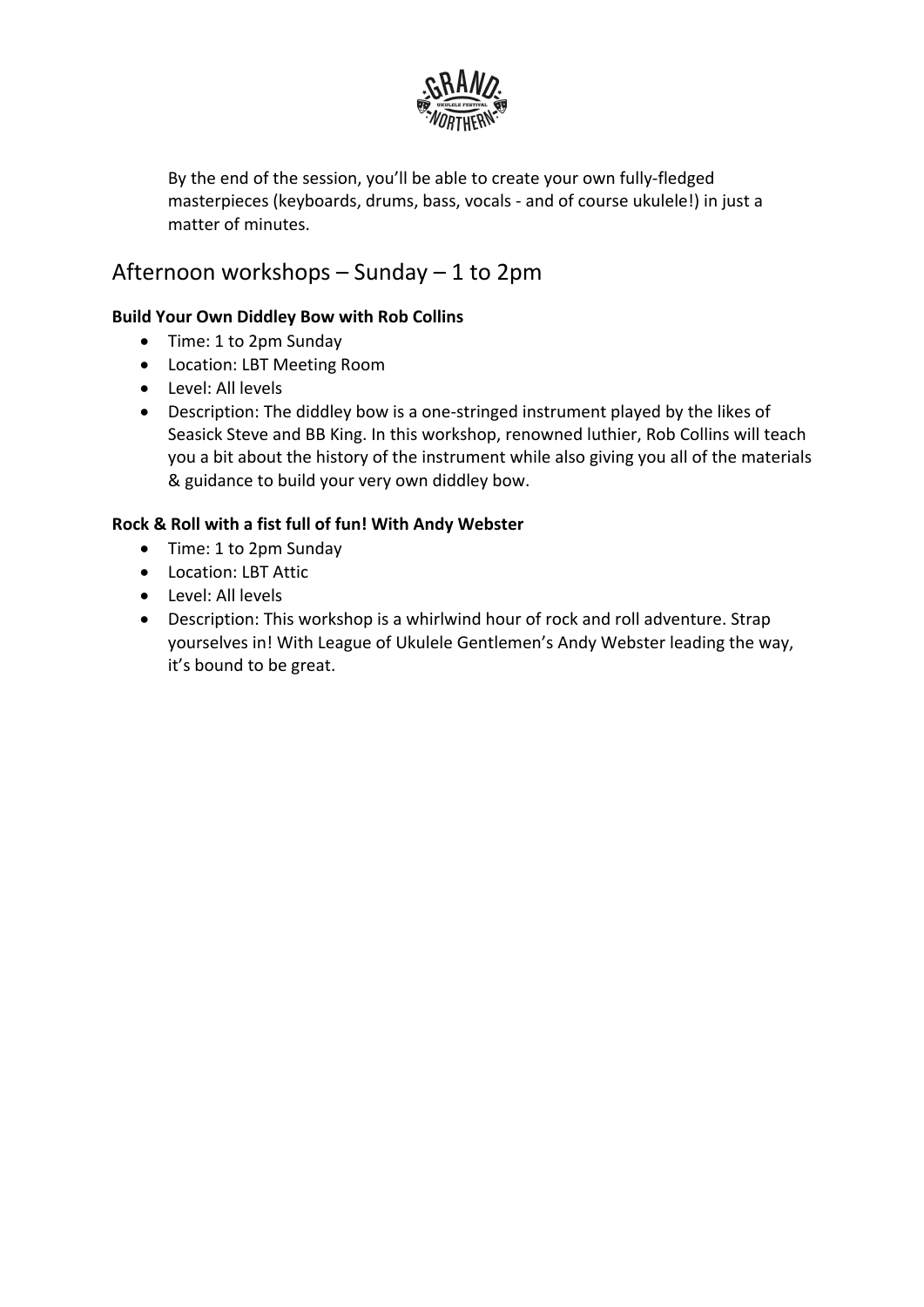By the end of the session, you'll be able to create your own fully-fledged masterpieces (keyboards, drums, bass, vocals - and of course ukulele!) in just a matter of minutes.

## Afternoon workshops – Sunday – 1 to 2pm

**Build Your Own Diddley Bow with Rob Collins**

- Time: 1 to 2pm Sunday
- Location: LBT Meeting Room
- Level: All levels
- Description: The diddley bow is a one-stringed instrument played by the likes of Seasick Steve and BB King. In this workshop, renowned luthier, Rob Collins will teach you a bit about the history of the instrument while also giving you all of the materials & guidance to build your very own diddley bow.

**Rock & Roll with a fist full of fun! With Andy Webster**

- Time: 1 to 2pm Sunday
- Location: LBT Attic
- Level: All levels
- Description: This workshop is a whirlwind hour of rock and roll adventure. Strap yourselves in! With League of Ukulele Gentlemen's Andy Webster leading the way, it's bound to be great.